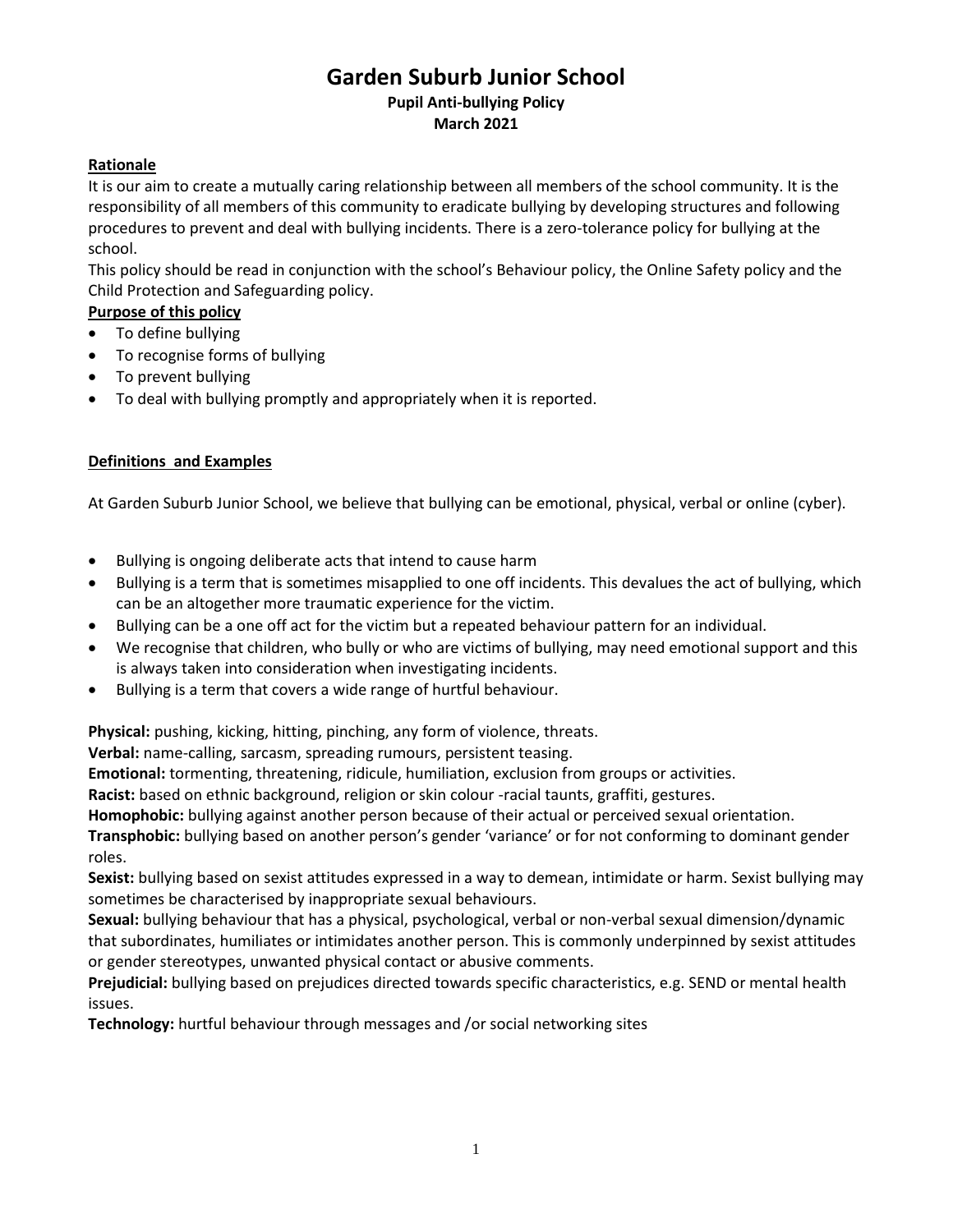# Garden Suburb Junior School

**Pupil Anti-bullying Policy**
**March 2021**

## Rationale

It is our aim to create a mutually caring relationship between all members of the school community. It is the responsibility of all members of this community to eradicate bullying by developing structures and following procedures to prevent and deal with bullying incidents. There is a zero-tolerance policy for bullying at the school.

This policy should be read in conjunction with the school's Behaviour policy, the Online Safety policy and the Child Protection and Safeguarding policy.

## Purpose of this policy

- To define bullying
- To recognise forms of bullying
- To prevent bullying
- To deal with bullying promptly and appropriately when it is reported.

## Definitions and Examples

At Garden Suburb Junior School, we believe that bullying can be emotional, physical, verbal or online (cyber).

- Bullying is ongoing deliberate acts that intend to cause harm
- Bullying is a term that is sometimes misapplied to one off incidents. This devalues the act of bullying, which can be an altogether more traumatic experience for the victim.
- Bullying can be a one off act for the victim but a repeated behaviour pattern for an individual.
- We recognise that children, who bully or who are victims of bullying, may need emotional support and this is always taken into consideration when investigating incidents.
- Bullying is a term that covers a wide range of hurtful behaviour.

**Physical:** pushing, kicking, hitting, pinching, any form of violence, threats.

**Verbal:** name-calling, sarcasm, spreading rumours, persistent teasing.

**Emotional:** tormenting, threatening, ridicule, humiliation, exclusion from groups or activities.

**Racist:** based on ethnic background, religion or skin colour -racial taunts, graffiti, gestures.

**Homophobic:** bullying against another person because of their actual or perceived sexual orientation.

**Transphobic:** bullying based on another person's gender 'variance' or for not conforming to dominant gender roles.

**Sexist:** bullying based on sexist attitudes expressed in a way to demean, intimidate or harm. Sexist bullying may sometimes be characterised by inappropriate sexual behaviours.

**Sexual:** bullying behaviour that has a physical, psychological, verbal or non-verbal sexual dimension/dynamic that subordinates, humiliates or intimidates another person. This is commonly underpinned by sexist attitudes or gender stereotypes, unwanted physical contact or abusive comments.

**Prejudicial:** bullying based on prejudices directed towards specific characteristics, e.g. SEND or mental health issues.

**Technology:** hurtful behaviour through messages and /or social networking sites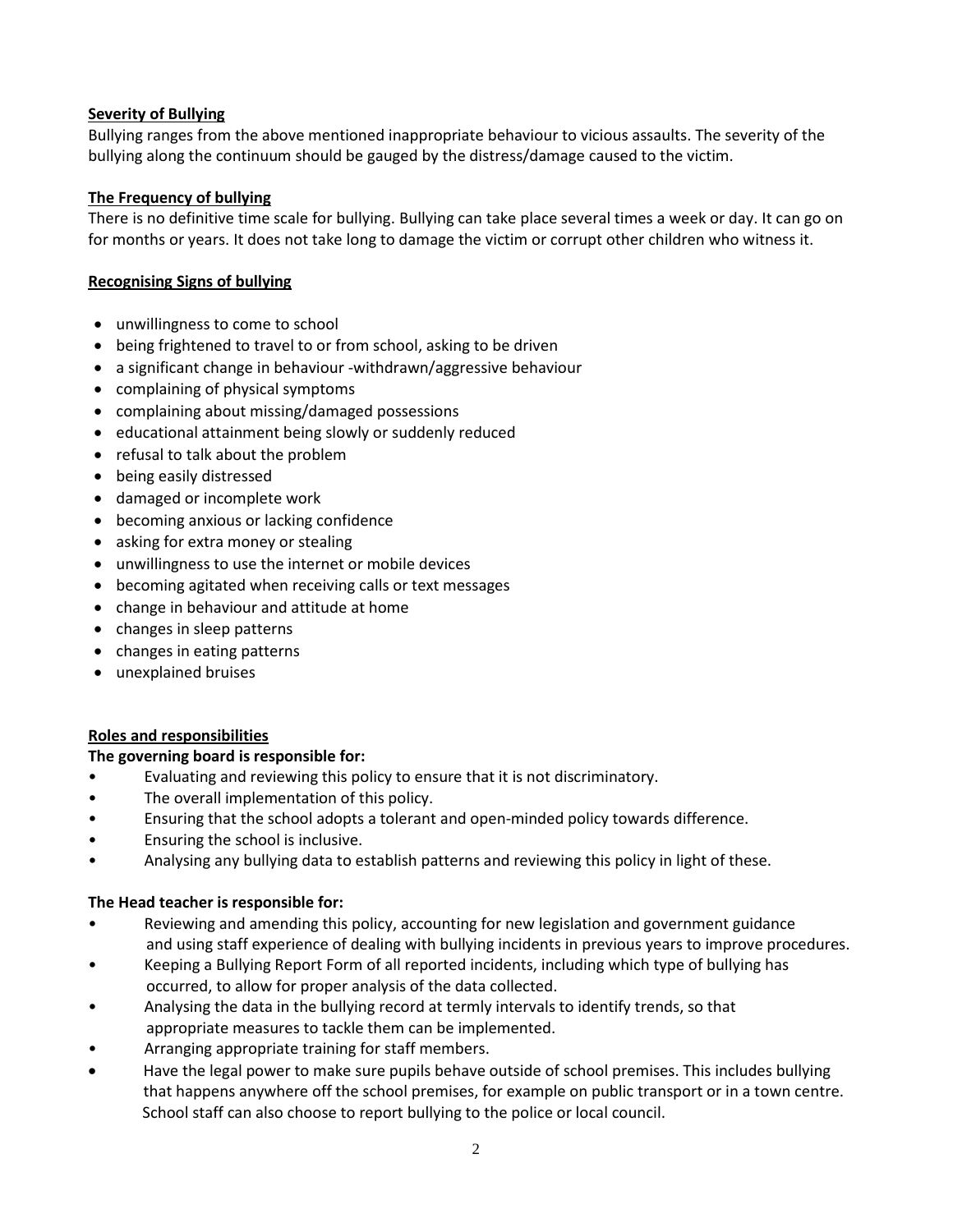**Severity of Bullying**

Bullying ranges from the above mentioned inappropriate behaviour to vicious assaults. The severity of the bullying along the continuum should be gauged by the distress/damage caused to the victim.

**The Frequency of bullying**

There is no definitive time scale for bullying. Bullying can take place several times a week or day. It can go on for months or years. It does not take long to damage the victim or corrupt other children who witness it.

**Recognising Signs of bullying**

- unwillingness to come to school
- being frightened to travel to or from school, asking to be driven
- a significant change in behaviour -withdrawn/aggressive behaviour
- complaining of physical symptoms
- complaining about missing/damaged possessions
- educational attainment being slowly or suddenly reduced
- refusal to talk about the problem
- being easily distressed
- damaged or incomplete work
- becoming anxious or lacking confidence
- asking for extra money or stealing
- unwillingness to use the internet or mobile devices
- becoming agitated when receiving calls or text messages
- change in behaviour and attitude at home
- changes in sleep patterns
- changes in eating patterns
- unexplained bruises

**Roles and responsibilities**

**The governing board is responsible for:**

- Evaluating and reviewing this policy to ensure that it is not discriminatory.
- The overall implementation of this policy.
- Ensuring that the school adopts a tolerant and open-minded policy towards difference.
- Ensuring the school is inclusive.
- Analysing any bullying data to establish patterns and reviewing this policy in light of these.

**The Head teacher is responsible for:**

- Reviewing and amending this policy, accounting for new legislation and government guidance and using staff experience of dealing with bullying incidents in previous years to improve procedures.
- Keeping a Bullying Report Form of all reported incidents, including which type of bullying has occurred, to allow for proper analysis of the data collected.
- Analysing the data in the bullying record at termly intervals to identify trends, so that appropriate measures to tackle them can be implemented.
- Arranging appropriate training for staff members.
- Have the legal power to make sure pupils behave outside of school premises. This includes bullying that happens anywhere off the school premises, for example on public transport or in a town centre. School staff can also choose to report bullying to the police or local council.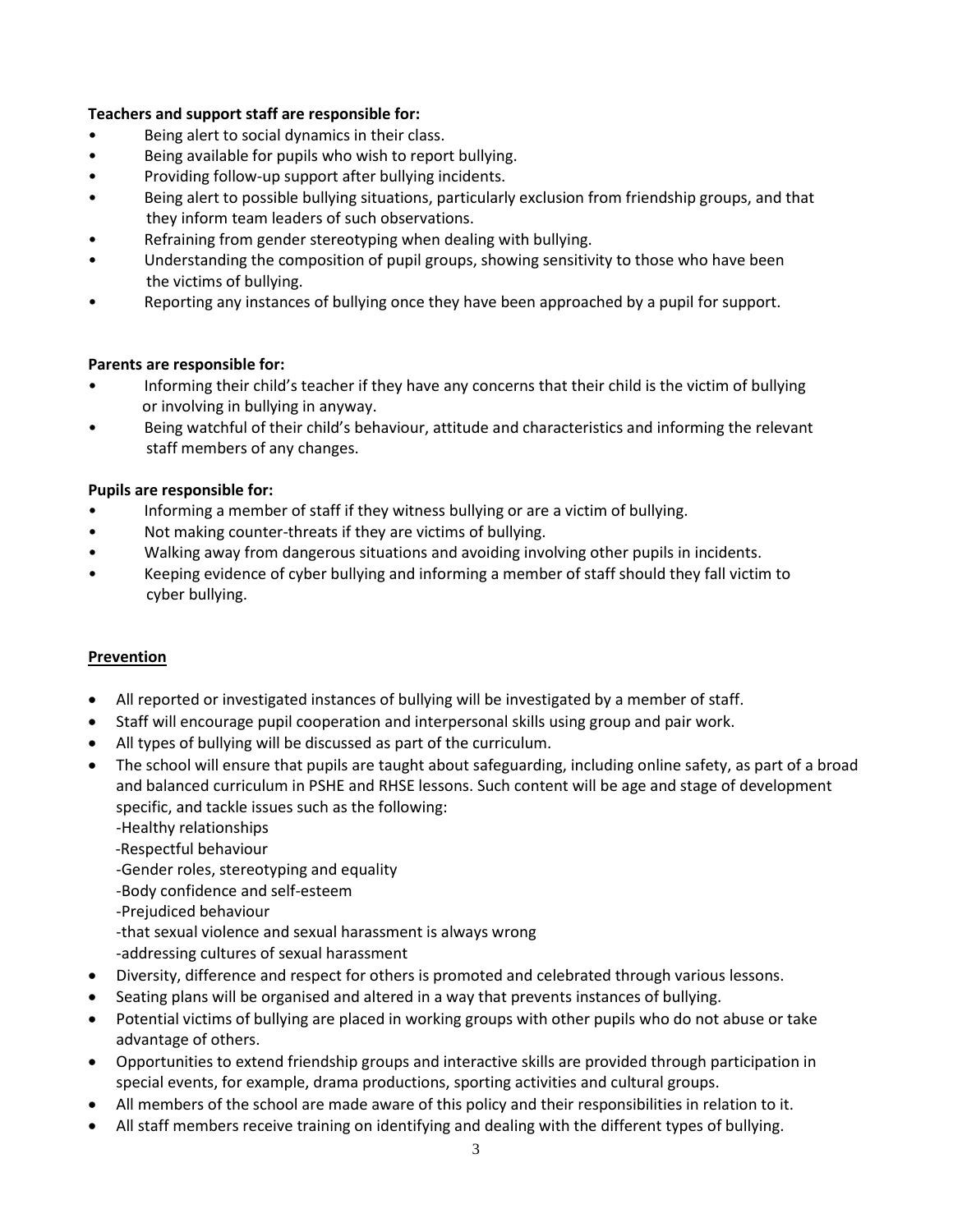**Teachers and support staff are responsible for:**

- Being alert to social dynamics in their class.
- Being available for pupils who wish to report bullying.
- Providing follow-up support after bullying incidents.
- Being alert to possible bullying situations, particularly exclusion from friendship groups, and that they inform team leaders of such observations.
- Refraining from gender stereotyping when dealing with bullying.
- Understanding the composition of pupil groups, showing sensitivity to those who have been the victims of bullying.
- Reporting any instances of bullying once they have been approached by a pupil for support.

**Parents are responsible for:**

- Informing their child's teacher if they have any concerns that their child is the victim of bullying or involving in bullying in anyway.
- Being watchful of their child's behaviour, attitude and characteristics and informing the relevant staff members of any changes.

**Pupils are responsible for:**

- Informing a member of staff if they witness bullying or are a victim of bullying.
- Not making counter-threats if they are victims of bullying.
- Walking away from dangerous situations and avoiding involving other pupils in incidents.
- Keeping evidence of cyber bullying and informing a member of staff should they fall victim to cyber bullying.

**Prevention**

- All reported or investigated instances of bullying will be investigated by a member of staff.
- Staff will encourage pupil cooperation and interpersonal skills using group and pair work.
- All types of bullying will be discussed as part of the curriculum.
- The school will ensure that pupils are taught about safeguarding, including online safety, as part of a broad and balanced curriculum in PSHE and RHSE lessons. Such content will be age and stage of development specific, and tackle issues such as the following:
  - -Healthy relationships
  - -Respectful behaviour
  - -Gender roles, stereotyping and equality
  - -Body confidence and self-esteem
  - -Prejudiced behaviour
  - -that sexual violence and sexual harassment is always wrong
  - -addressing cultures of sexual harassment
- Diversity, difference and respect for others is promoted and celebrated through various lessons.
- Seating plans will be organised and altered in a way that prevents instances of bullying.
- Potential victims of bullying are placed in working groups with other pupils who do not abuse or take advantage of others.
- Opportunities to extend friendship groups and interactive skills are provided through participation in special events, for example, drama productions, sporting activities and cultural groups.
- All members of the school are made aware of this policy and their responsibilities in relation to it.
- All staff members receive training on identifying and dealing with the different types of bullying.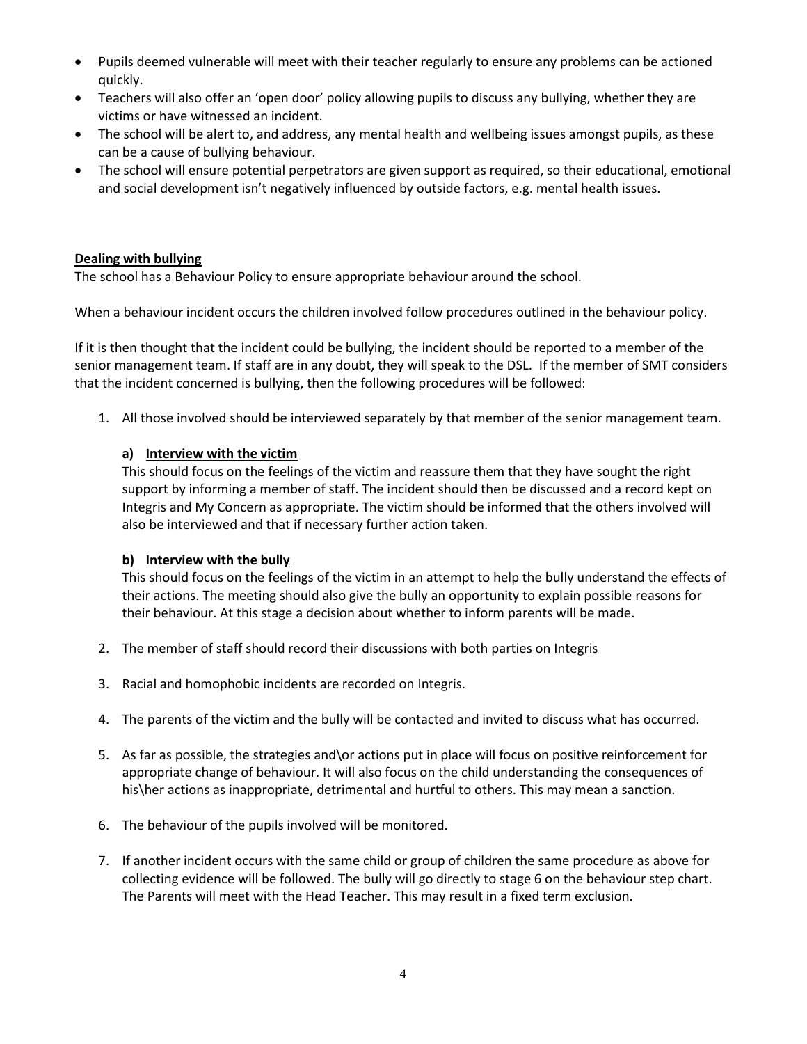- Pupils deemed vulnerable will meet with their teacher regularly to ensure any problems can be actioned quickly.
- Teachers will also offer an 'open door' policy allowing pupils to discuss any bullying, whether they are victims or have witnessed an incident.
- The school will be alert to, and address, any mental health and wellbeing issues amongst pupils, as these can be a cause of bullying behaviour.
- The school will ensure potential perpetrators are given support as required, so their educational, emotional and social development isn't negatively influenced by outside factors, e.g. mental health issues.

**Dealing with bullying**

The school has a Behaviour Policy to ensure appropriate behaviour around the school.

When a behaviour incident occurs the children involved follow procedures outlined in the behaviour policy.

If it is then thought that the incident could be bullying, the incident should be reported to a member of the senior management team. If staff are in any doubt, they will speak to the DSL. If the member of SMT considers that the incident concerned is bullying, then the following procedures will be followed:

1. All those involved should be interviewed separately by that member of the senior management team.

   **a) Interview with the victim**

   This should focus on the feelings of the victim and reassure them that they have sought the right support by informing a member of staff. The incident should then be discussed and a record kept on Integris and My Concern as appropriate. The victim should be informed that the others involved will also be interviewed and that if necessary further action taken.

   **b) Interview with the bully**

   This should focus on the feelings of the victim in an attempt to help the bully understand the effects of their actions. The meeting should also give the bully an opportunity to explain possible reasons for their behaviour. At this stage a decision about whether to inform parents will be made.

2. The member of staff should record their discussions with both parties on Integris

3. Racial and homophobic incidents are recorded on Integris.

4. The parents of the victim and the bully will be contacted and invited to discuss what has occurred.

5. As far as possible, the strategies and\or actions put in place will focus on positive reinforcement for appropriate change of behaviour. It will also focus on the child understanding the consequences of his\her actions as inappropriate, detrimental and hurtful to others. This may mean a sanction.

6. The behaviour of the pupils involved will be monitored.

7. If another incident occurs with the same child or group of children the same procedure as above for collecting evidence will be followed. The bully will go directly to stage 6 on the behaviour step chart. The Parents will meet with the Head Teacher. This may result in a fixed term exclusion.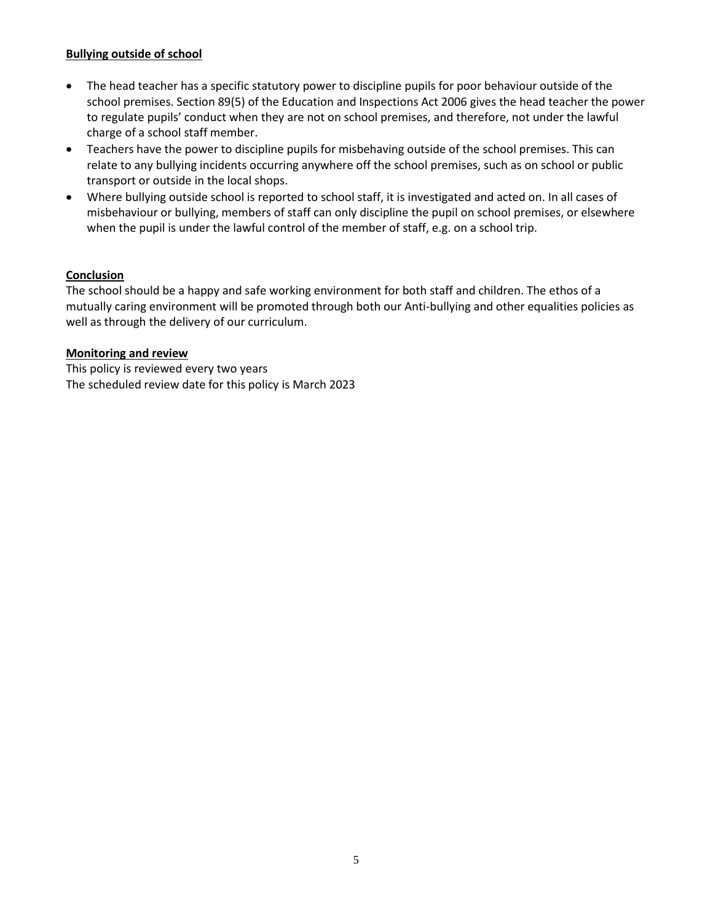**Bullying outside of school**

- The head teacher has a specific statutory power to discipline pupils for poor behaviour outside of the school premises. Section 89(5) of the Education and Inspections Act 2006 gives the head teacher the power to regulate pupils' conduct when they are not on school premises, and therefore, not under the lawful charge of a school staff member.
- Teachers have the power to discipline pupils for misbehaving outside of the school premises. This can relate to any bullying incidents occurring anywhere off the school premises, such as on school or public transport or outside in the local shops.
- Where bullying outside school is reported to school staff, it is investigated and acted on. In all cases of misbehaviour or bullying, members of staff can only discipline the pupil on school premises, or elsewhere when the pupil is under the lawful control of the member of staff, e.g. on a school trip.

**Conclusion**

The school should be a happy and safe working environment for both staff and children. The ethos of a mutually caring environment will be promoted through both our Anti-bullying and other equalities policies as well as through the delivery of our curriculum.

**Monitoring and review**

This policy is reviewed every two years
The scheduled review date for this policy is March 2023